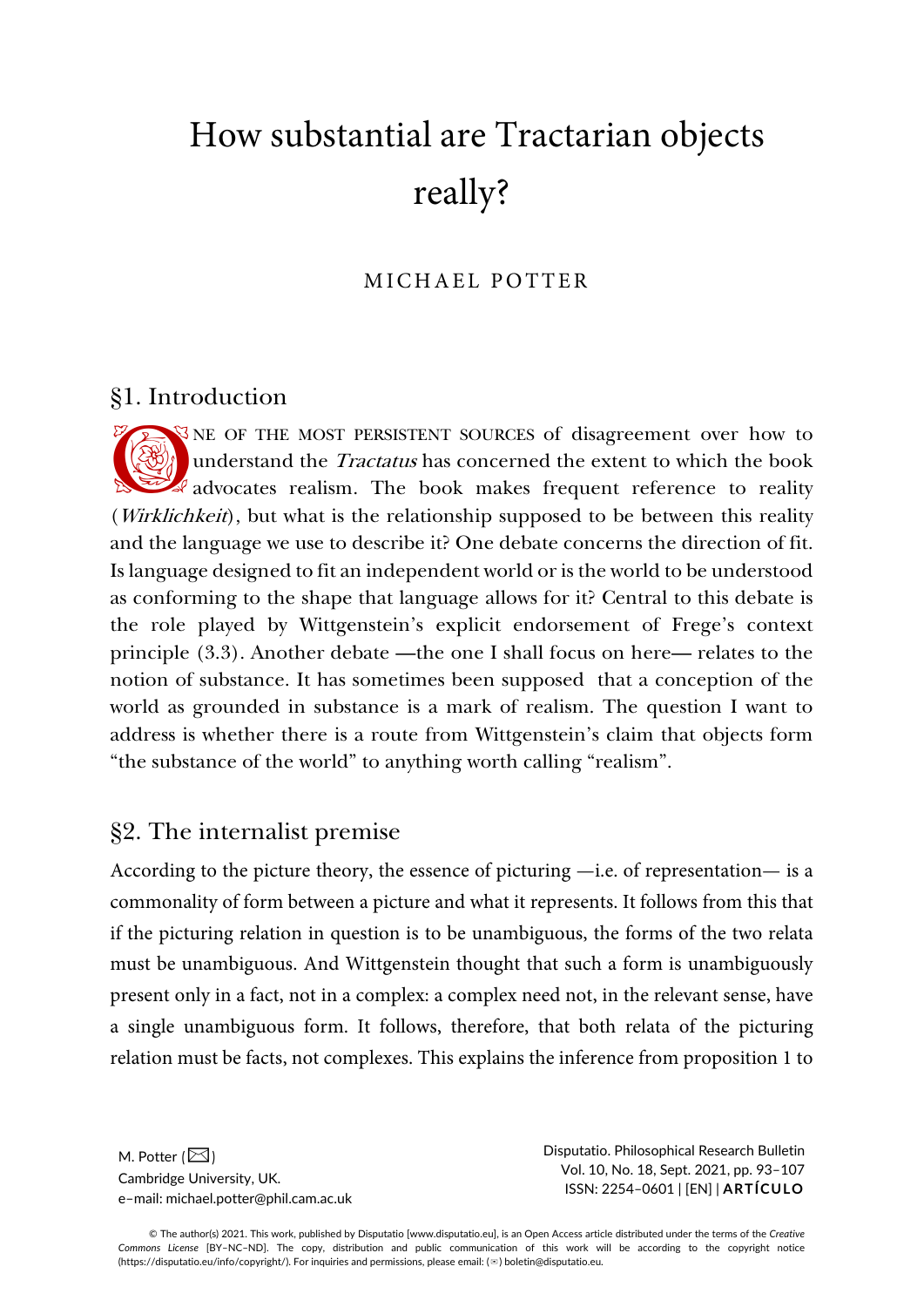# How substantial are Tractarian objects really?

MICHAEL POTTER

## §1. Introduction

ONE OF THE MOST PERSISTENT SOURCES of disagreement over how to understand the *Tractatus* has concerned the extent to which the book advocates realism. The book makes frequent reference to reality (*Wirklichkeit*), but what is the relationship supposed to be between this reality and the language we use to describe it? One debate concerns the direction of fit. Is language designed to fit an independent world or is the world to be understood as conforming to the shape that language allows for it? Central to this debate is the role played by Wittgenstein's explicit endorsement of Frege's context principle (3.3). Another debate —the one I shall focus on here— relates to the notion of substance. It has sometimes been supposed that a conception of the world as grounded in substance is a mark of realism. The question I want to address is whether there is a route from Wittgenstein's claim that objects form "the substance of the world" to anything worth calling "realism".

## §2. The internalist premise

According to the picture theory, the essence of picturing —i.e. of representation— is a commonality of form between a picture and what it represents. It follows from this that if the picturing relation in question is to be unambiguous, the forms of the two relata must be unambiguous. And Wittgenstein thought that such a form is unambiguously present only in a fact, not in a complex: a complex need not, in the relevant sense, have a single unambiguous form. It follows, therefore, that both relata of the picturing relation must be facts, not complexes. This explains the inference from proposition 1 to

M. Potter (✉)
Cambridge University, UK.
e–mail: michael.potter@phil.cam.ac.uk

© The author(s) 2021. This work, published by Disputatio [www.disputatio.eu], is an Open Access article distributed under the terms of the *Creative Commons License* [BY–NC–ND]. The copy, distribution and public communication of this work will be according to the copyright notice (https://disputatio.eu/info/copyright/). For inquiries and permissions, please email: (✉) boletin@disputatio.eu.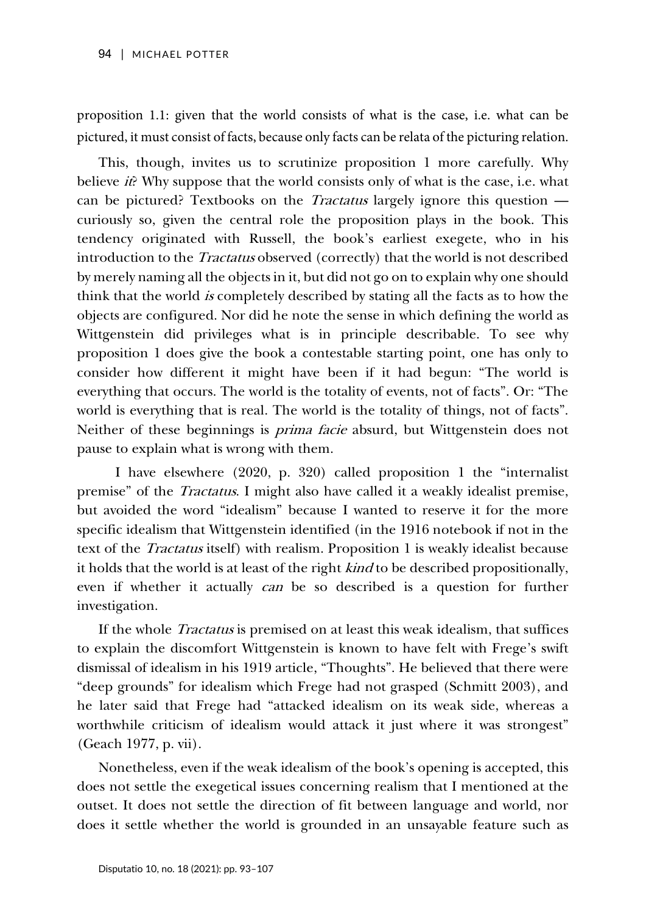proposition 1.1: given that the world consists of what is the case, i.e. what can be pictured, it must consist of facts, because only facts can be relata of the picturing relation.

This, though, invites us to scrutinize proposition 1 more carefully. Why believe *it*? Why suppose that the world consists only of what is the case, i.e. what can be pictured? Textbooks on the *Tractatus* largely ignore this question — curiously so, given the central role the proposition plays in the book. This tendency originated with Russell, the book's earliest exegete, who in his introduction to the *Tractatus* observed (correctly) that the world is not described by merely naming all the objects in it, but did not go on to explain why one should think that the world *is* completely described by stating all the facts as to how the objects are configured. Nor did he note the sense in which defining the world as Wittgenstein did privileges what is in principle describable. To see why proposition 1 does give the book a contestable starting point, one has only to consider how different it might have been if it had begun: "The world is everything that occurs. The world is the totality of events, not of facts". Or: "The world is everything that is real. The world is the totality of things, not of facts". Neither of these beginnings is *prima facie* absurd, but Wittgenstein does not pause to explain what is wrong with them.

I have elsewhere (2020, p. 320) called proposition 1 the "internalist premise" of the *Tractatus*. I might also have called it a weakly idealist premise, but avoided the word "idealism" because I wanted to reserve it for the more specific idealism that Wittgenstein identified (in the 1916 notebook if not in the text of the *Tractatus* itself) with realism. Proposition 1 is weakly idealist because it holds that the world is at least of the right *kind* to be described propositionally, even if whether it actually *can* be so described is a question for further investigation.

If the whole *Tractatus* is premised on at least this weak idealism, that suffices to explain the discomfort Wittgenstein is known to have felt with Frege's swift dismissal of idealism in his 1919 article, "Thoughts". He believed that there were "deep grounds" for idealism which Frege had not grasped (Schmitt 2003), and he later said that Frege had "attacked idealism on its weak side, whereas a worthwhile criticism of idealism would attack it just where it was strongest" (Geach 1977, p. vii).

Nonetheless, even if the weak idealism of the book's opening is accepted, this does not settle the exegetical issues concerning realism that I mentioned at the outset. It does not settle the direction of fit between language and world, nor does it settle whether the world is grounded in an unsayable feature such as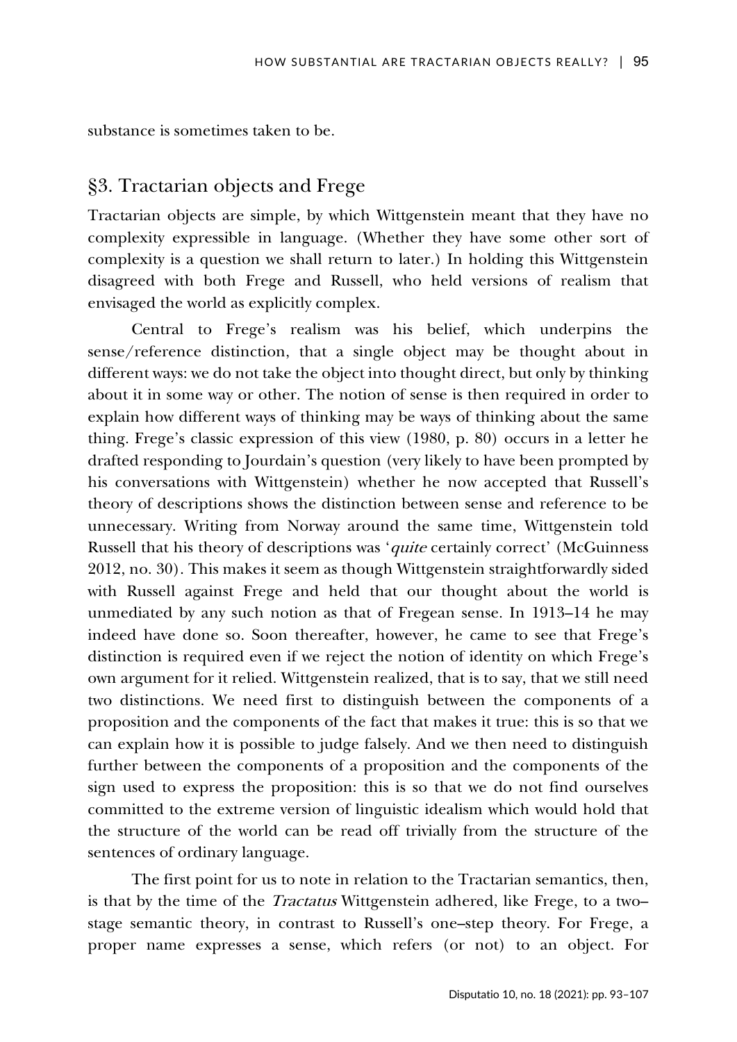substance is sometimes taken to be.

## §3. Tractarian objects and Frege

Tractarian objects are simple, by which Wittgenstein meant that they have no complexity expressible in language. (Whether they have some other sort of complexity is a question we shall return to later.) In holding this Wittgenstein disagreed with both Frege and Russell, who held versions of realism that envisaged the world as explicitly complex.

Central to Frege's realism was his belief, which underpins the sense/reference distinction, that a single object may be thought about in different ways: we do not take the object into thought direct, but only by thinking about it in some way or other. The notion of sense is then required in order to explain how different ways of thinking may be ways of thinking about the same thing. Frege's classic expression of this view (1980, p. 80) occurs in a letter he drafted responding to Jourdain's question (very likely to have been prompted by his conversations with Wittgenstein) whether he now accepted that Russell's theory of descriptions shows the distinction between sense and reference to be unnecessary. Writing from Norway around the same time, Wittgenstein told Russell that his theory of descriptions was '*quite* certainly correct' (McGuinness 2012, no. 30). This makes it seem as though Wittgenstein straightforwardly sided with Russell against Frege and held that our thought about the world is unmediated by any such notion as that of Fregean sense. In 1913–14 he may indeed have done so. Soon thereafter, however, he came to see that Frege's distinction is required even if we reject the notion of identity on which Frege's own argument for it relied. Wittgenstein realized, that is to say, that we still need two distinctions. We need first to distinguish between the components of a proposition and the components of the fact that makes it true: this is so that we can explain how it is possible to judge falsely. And we then need to distinguish further between the components of a proposition and the components of the sign used to express the proposition: this is so that we do not find ourselves committed to the extreme version of linguistic idealism which would hold that the structure of the world can be read off trivially from the structure of the sentences of ordinary language.

The first point for us to note in relation to the Tractarian semantics, then, is that by the time of the *Tractatus* Wittgenstein adhered, like Frege, to a two–stage semantic theory, in contrast to Russell's one–step theory. For Frege, a proper name expresses a sense, which refers (or not) to an object. For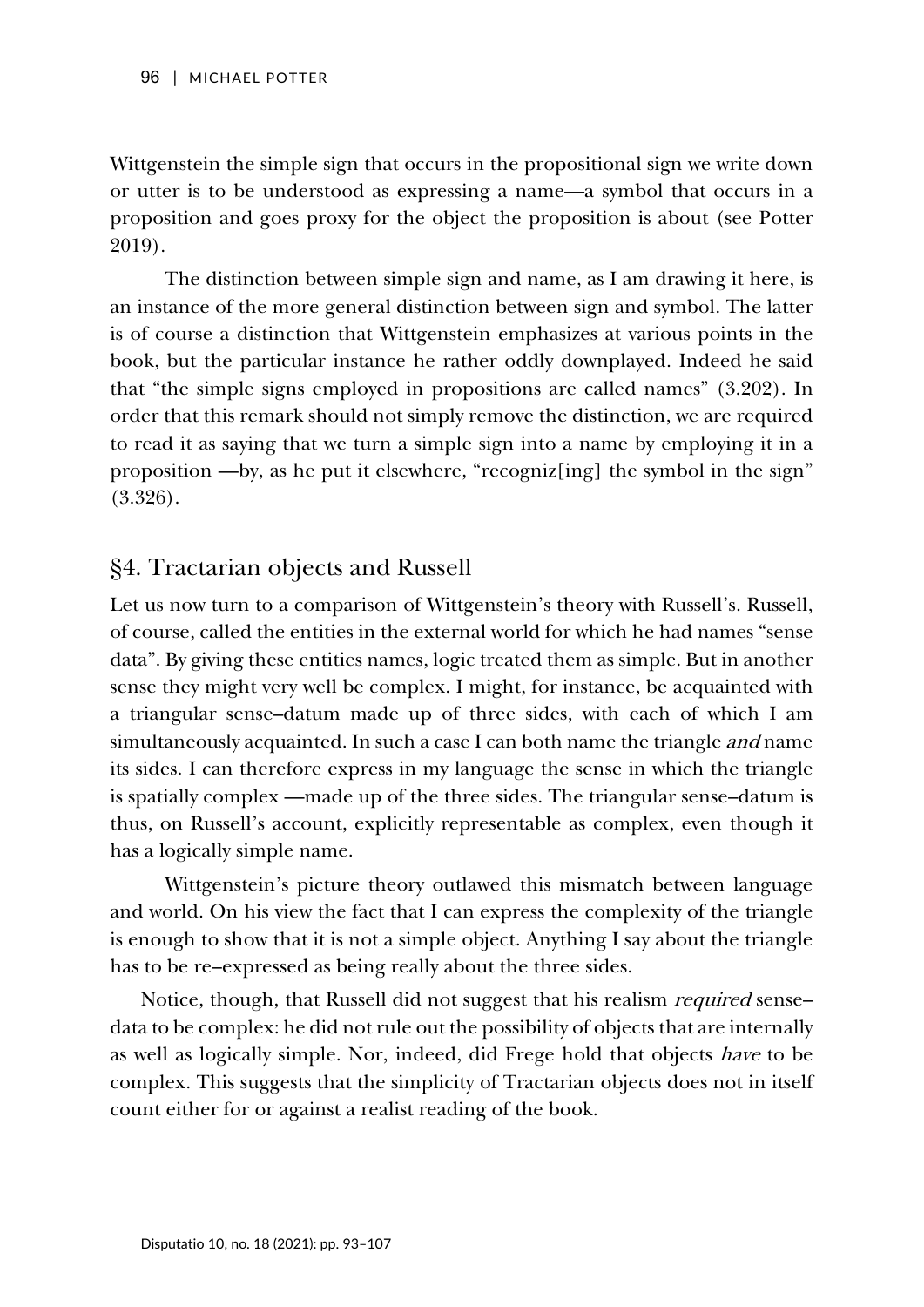Wittgenstein the simple sign that occurs in the propositional sign we write down or utter is to be understood as expressing a name—a symbol that occurs in a proposition and goes proxy for the object the proposition is about (see Potter 2019).

The distinction between simple sign and name, as I am drawing it here, is an instance of the more general distinction between sign and symbol. The latter is of course a distinction that Wittgenstein emphasizes at various points in the book, but the particular instance he rather oddly downplayed. Indeed he said that "the simple signs employed in propositions are called names" (3.202). In order that this remark should not simply remove the distinction, we are required to read it as saying that we turn a simple sign into a name by employing it in a proposition —by, as he put it elsewhere, "recogniz[ing] the symbol in the sign" (3.326).

## §4. Tractarian objects and Russell

Let us now turn to a comparison of Wittgenstein's theory with Russell's. Russell, of course, called the entities in the external world for which he had names "sense data". By giving these entities names, logic treated them as simple. But in another sense they might very well be complex. I might, for instance, be acquainted with a triangular sense–datum made up of three sides, with each of which I am simultaneously acquainted. In such a case I can both name the triangle *and* name its sides. I can therefore express in my language the sense in which the triangle is spatially complex —made up of the three sides. The triangular sense–datum is thus, on Russell's account, explicitly representable as complex, even though it has a logically simple name.

Wittgenstein's picture theory outlawed this mismatch between language and world. On his view the fact that I can express the complexity of the triangle is enough to show that it is not a simple object. Anything I say about the triangle has to be re–expressed as being really about the three sides.

Notice, though, that Russell did not suggest that his realism *required* sense–data to be complex: he did not rule out the possibility of objects that are internally as well as logically simple. Nor, indeed, did Frege hold that objects *have* to be complex. This suggests that the simplicity of Tractarian objects does not in itself count either for or against a realist reading of the book.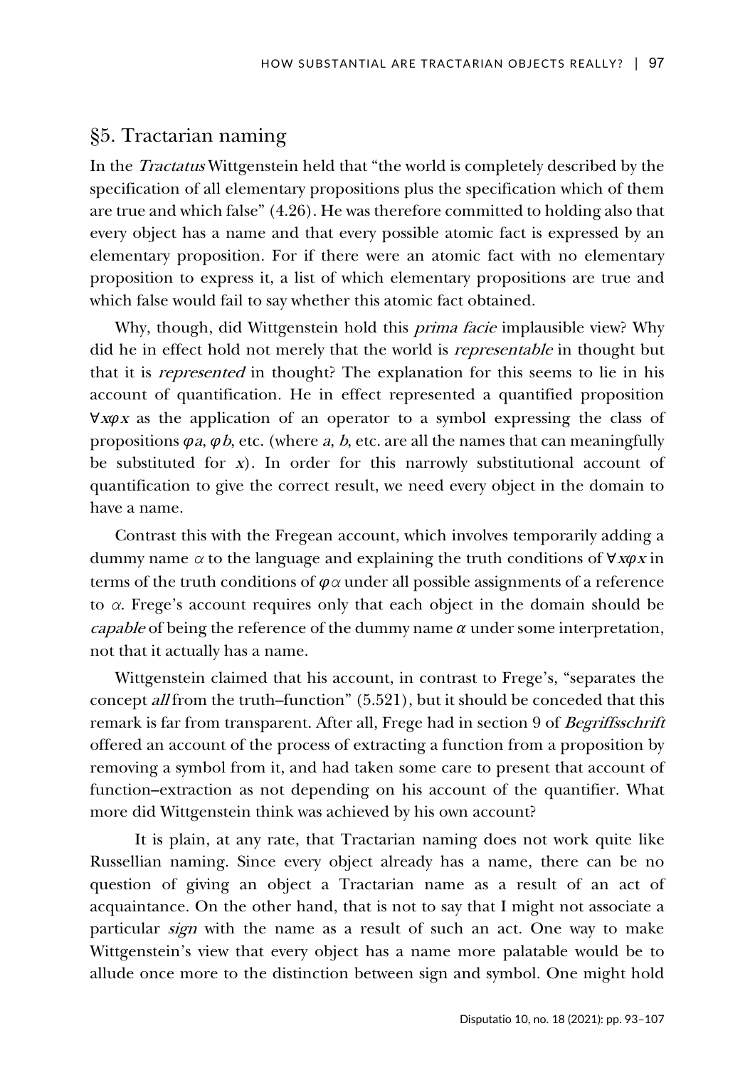## §5. Tractarian naming

In the *Tractatus* Wittgenstein held that "the world is completely described by the specification of all elementary propositions plus the specification which of them are true and which false" (4.26). He was therefore committed to holding also that every object has a name and that every possible atomic fact is expressed by an elementary proposition. For if there were an atomic fact with no elementary proposition to express it, a list of which elementary propositions are true and which false would fail to say whether this atomic fact obtained.

Why, though, did Wittgenstein hold this *prima facie* implausible view? Why did he in effect hold not merely that the world is *representable* in thought but that it is *represented* in thought? The explanation for this seems to lie in his account of quantification. He in effect represented a quantified proposition $\forall x \varphi x$ as the application of an operator to a symbol expressing the class of propositions $\varphi a$, $\varphi b$, etc. (where $a$, $b$, etc. are all the names that can meaningfully be substituted for $x$). In order for this narrowly substitutional account of quantification to give the correct result, we need every object in the domain to have a name.

Contrast this with the Fregean account, which involves temporarily adding a dummy name $\alpha$ to the language and explaining the truth conditions of $\forall x \varphi x$ in terms of the truth conditions of $\varphi \alpha$ under all possible assignments of a reference to $\alpha$. Frege's account requires only that each object in the domain should be *capable* of being the reference of the dummy name $\alpha$ under some interpretation, not that it actually has a name.

Wittgenstein claimed that his account, in contrast to Frege's, "separates the concept *all* from the truth–function" (5.521), but it should be conceded that this remark is far from transparent. After all, Frege had in section 9 of *Begriffsschrift* offered an account of the process of extracting a function from a proposition by removing a symbol from it, and had taken some care to present that account of function–extraction as not depending on his account of the quantifier. What more did Wittgenstein think was achieved by his own account?

It is plain, at any rate, that Tractarian naming does not work quite like Russellian naming. Since every object already has a name, there can be no question of giving an object a Tractarian name as a result of an act of acquaintance. On the other hand, that is not to say that I might not associate a particular *sign* with the name as a result of such an act. One way to make Wittgenstein's view that every object has a name more palatable would be to allude once more to the distinction between sign and symbol. One might hold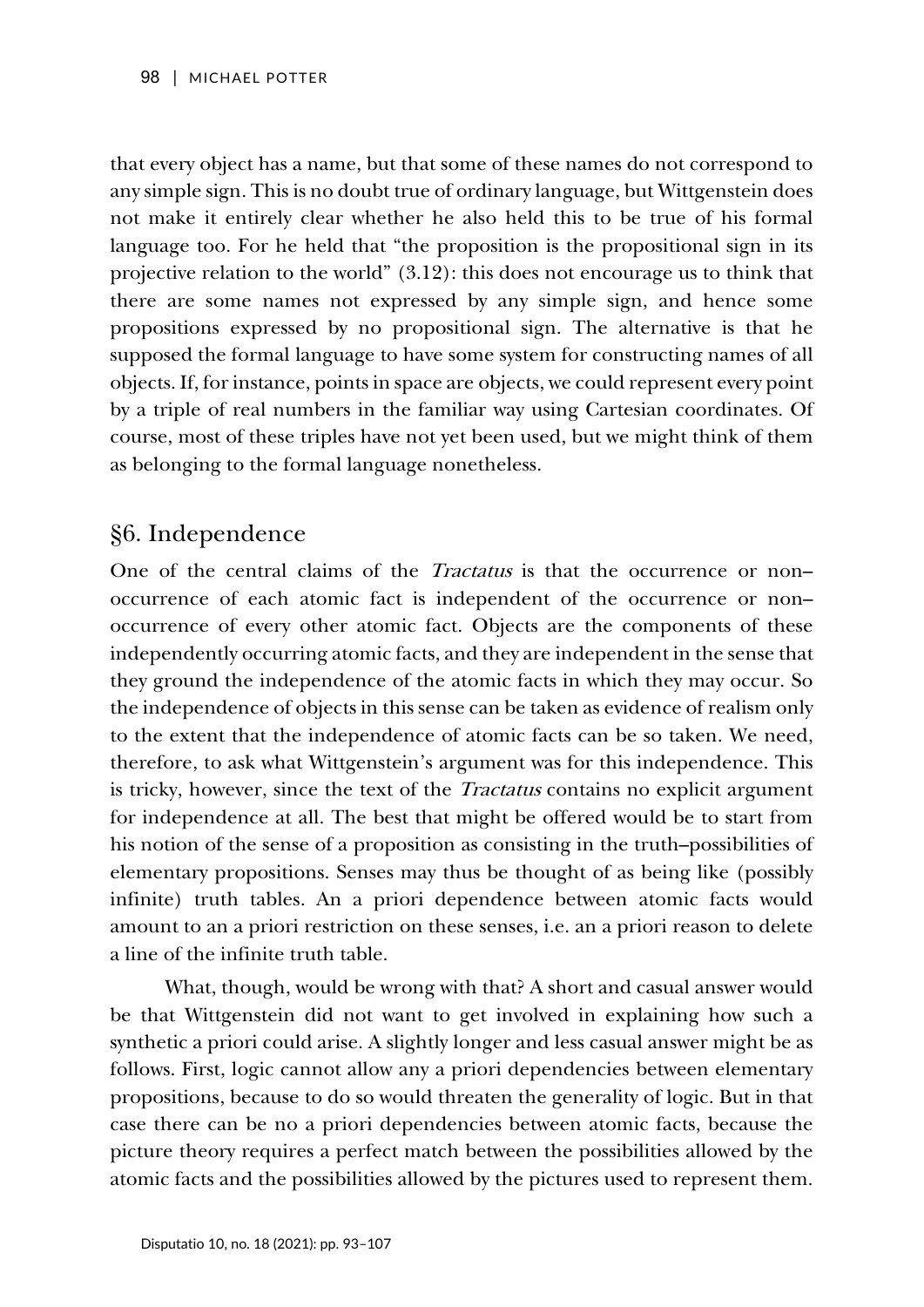that every object has a name, but that some of these names do not correspond to any simple sign. This is no doubt true of ordinary language, but Wittgenstein does not make it entirely clear whether he also held this to be true of his formal language too. For he held that "the proposition is the propositional sign in its projective relation to the world" (3.12): this does not encourage us to think that there are some names not expressed by any simple sign, and hence some propositions expressed by no propositional sign. The alternative is that he supposed the formal language to have some system for constructing names of all objects. If, for instance, points in space are objects, we could represent every point by a triple of real numbers in the familiar way using Cartesian coordinates. Of course, most of these triples have not yet been used, but we might think of them as belonging to the formal language nonetheless.

## §6. Independence

One of the central claims of the *Tractatus* is that the occurrence or non–occurrence of each atomic fact is independent of the occurrence or non–occurrence of every other atomic fact. Objects are the components of these independently occurring atomic facts, and they are independent in the sense that they ground the independence of the atomic facts in which they may occur. So the independence of objects in this sense can be taken as evidence of realism only to the extent that the independence of atomic facts can be so taken. We need, therefore, to ask what Wittgenstein's argument was for this independence. This is tricky, however, since the text of the *Tractatus* contains no explicit argument for independence at all. The best that might be offered would be to start from his notion of the sense of a proposition as consisting in the truth–possibilities of elementary propositions. Senses may thus be thought of as being like (possibly infinite) truth tables. An a priori dependence between atomic facts would amount to an a priori restriction on these senses, i.e. an a priori reason to delete a line of the infinite truth table.

What, though, would be wrong with that? A short and casual answer would be that Wittgenstein did not want to get involved in explaining how such a synthetic a priori could arise. A slightly longer and less casual answer might be as follows. First, logic cannot allow any a priori dependencies between elementary propositions, because to do so would threaten the generality of logic. But in that case there can be no a priori dependencies between atomic facts, because the picture theory requires a perfect match between the possibilities allowed by the atomic facts and the possibilities allowed by the pictures used to represent them.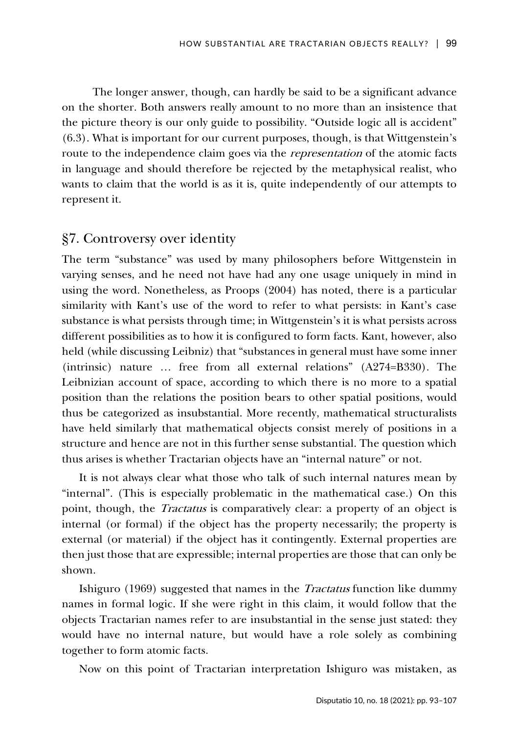The longer answer, though, can hardly be said to be a significant advance on the shorter. Both answers really amount to no more than an insistence that the picture theory is our only guide to possibility. "Outside logic all is accident" (6.3). What is important for our current purposes, though, is that Wittgenstein's route to the independence claim goes via the *representation* of the atomic facts in language and should therefore be rejected by the metaphysical realist, who wants to claim that the world is as it is, quite independently of our attempts to represent it.

## §7. Controversy over identity

The term "substance" was used by many philosophers before Wittgenstein in varying senses, and he need not have had any one usage uniquely in mind in using the word. Nonetheless, as Proops (2004) has noted, there is a particular similarity with Kant's use of the word to refer to what persists: in Kant's case substance is what persists through time; in Wittgenstein's it is what persists across different possibilities as to how it is configured to form facts. Kant, however, also held (while discussing Leibniz) that "substances in general must have some inner (intrinsic) nature … free from all external relations" (A274=B330). The Leibnizian account of space, according to which there is no more to a spatial position than the relations the position bears to other spatial positions, would thus be categorized as insubstantial. More recently, mathematical structuralists have held similarly that mathematical objects consist merely of positions in a structure and hence are not in this further sense substantial. The question which thus arises is whether Tractarian objects have an "internal nature" or not.

It is not always clear what those who talk of such internal natures mean by "internal". (This is especially problematic in the mathematical case.) On this point, though, the *Tractatus* is comparatively clear: a property of an object is internal (or formal) if the object has the property necessarily; the property is external (or material) if the object has it contingently. External properties are then just those that are expressible; internal properties are those that can only be shown.

Ishiguro (1969) suggested that names in the *Tractatus* function like dummy names in formal logic. If she were right in this claim, it would follow that the objects Tractarian names refer to are insubstantial in the sense just stated: they would have no internal nature, but would have a role solely as combining together to form atomic facts.

Now on this point of Tractarian interpretation Ishiguro was mistaken, as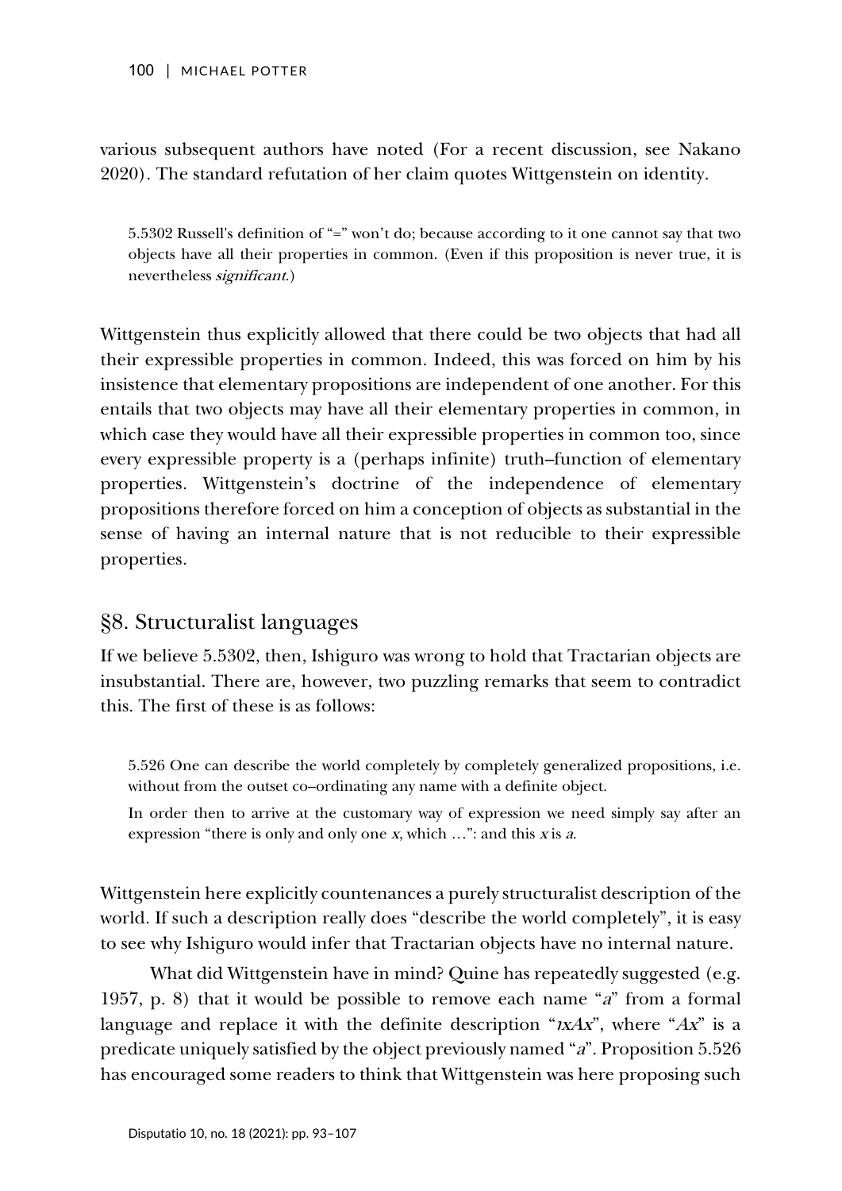various subsequent authors have noted (For a recent discussion, see Nakano 2020). The standard refutation of her claim quotes Wittgenstein on identity.

> 5.5302 Russell's definition of "=" won't do; because according to it one cannot say that two objects have all their properties in common. (Even if this proposition is never true, it is nevertheless *significant*.)

Wittgenstein thus explicitly allowed that there could be two objects that had all their expressible properties in common. Indeed, this was forced on him by his insistence that elementary propositions are independent of one another. For this entails that two objects may have all their elementary properties in common, in which case they would have all their expressible properties in common too, since every expressible property is a (perhaps infinite) truth–function of elementary properties. Wittgenstein's doctrine of the independence of elementary propositions therefore forced on him a conception of objects as substantial in the sense of having an internal nature that is not reducible to their expressible properties.

## §8. Structuralist languages

If we believe 5.5302, then, Ishiguro was wrong to hold that Tractarian objects are insubstantial. There are, however, two puzzling remarks that seem to contradict this. The first of these is as follows:

> 5.526 One can describe the world completely by completely generalized propositions, i.e. without from the outset co–ordinating any name with a definite object.
>
> In order then to arrive at the customary way of expression we need simply say after an expression "there is only and only one *x*, which …": and this *x* is *a*.

Wittgenstein here explicitly countenances a purely structuralist description of the world. If such a description really does "describe the world completely", it is easy to see why Ishiguro would infer that Tractarian objects have no internal nature.

What did Wittgenstein have in mind? Quine has repeatedly suggested (e.g. 1957, p. 8) that it would be possible to remove each name "*a*" from a formal language and replace it with the definite description "$\iota xAx$", where "$Ax$" is a predicate uniquely satisfied by the object previously named "*a*". Proposition 5.526 has encouraged some readers to think that Wittgenstein was here proposing such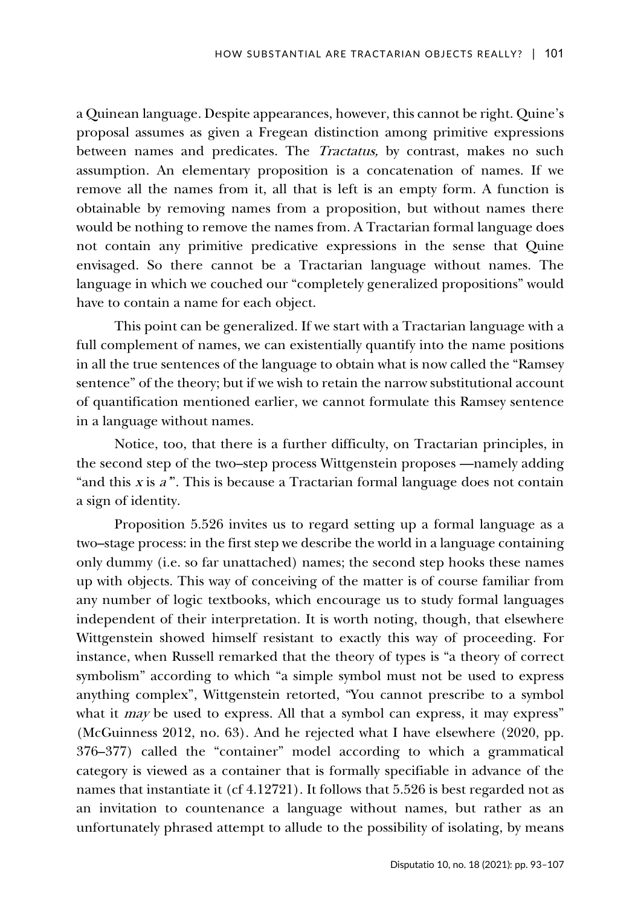a Quinean language. Despite appearances, however, this cannot be right. Quine's proposal assumes as given a Fregean distinction among primitive expressions between names and predicates. The *Tractatus,* by contrast, makes no such assumption. An elementary proposition is a concatenation of names. If we remove all the names from it, all that is left is an empty form. A function is obtainable by removing names from a proposition, but without names there would be nothing to remove the names from. A Tractarian formal language does not contain any primitive predicative expressions in the sense that Quine envisaged. So there cannot be a Tractarian language without names. The language in which we couched our "completely generalized propositions" would have to contain a name for each object.

This point can be generalized. If we start with a Tractarian language with a full complement of names, we can existentially quantify into the name positions in all the true sentences of the language to obtain what is now called the "Ramsey sentence" of the theory; but if we wish to retain the narrow substitutional account of quantification mentioned earlier, we cannot formulate this Ramsey sentence in a language without names.

Notice, too, that there is a further difficulty, on Tractarian principles, in the second step of the two–step process Wittgenstein proposes —namely adding "and this *x* is *a*". This is because a Tractarian formal language does not contain a sign of identity.

Proposition 5.526 invites us to regard setting up a formal language as a two–stage process: in the first step we describe the world in a language containing only dummy (i.e. so far unattached) names; the second step hooks these names up with objects. This way of conceiving of the matter is of course familiar from any number of logic textbooks, which encourage us to study formal languages independent of their interpretation. It is worth noting, though, that elsewhere Wittgenstein showed himself resistant to exactly this way of proceeding. For instance, when Russell remarked that the theory of types is "a theory of correct symbolism" according to which "a simple symbol must not be used to express anything complex", Wittgenstein retorted, "You cannot prescribe to a symbol what it *may* be used to express. All that a symbol can express, it may express" (McGuinness 2012, no. 63). And he rejected what I have elsewhere (2020, pp. 376–377) called the "container" model according to which a grammatical category is viewed as a container that is formally specifiable in advance of the names that instantiate it (cf 4.12721). It follows that 5.526 is best regarded not as an invitation to countenance a language without names, but rather as an unfortunately phrased attempt to allude to the possibility of isolating, by means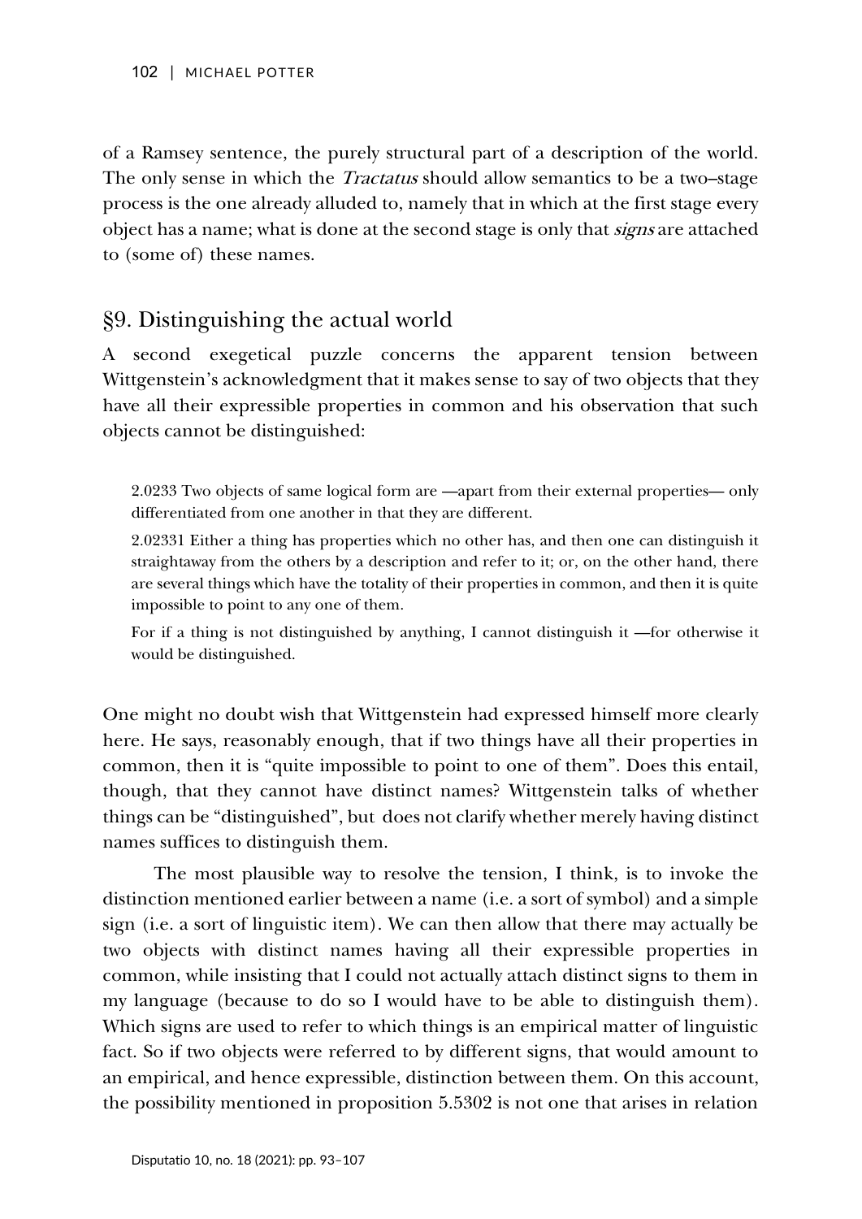of a Ramsey sentence, the purely structural part of a description of the world. The only sense in which the *Tractatus* should allow semantics to be a two–stage process is the one already alluded to, namely that in which at the first stage every object has a name; what is done at the second stage is only that *signs* are attached to (some of) these names.

## §9. Distinguishing the actual world

A second exegetical puzzle concerns the apparent tension between Wittgenstein's acknowledgment that it makes sense to say of two objects that they have all their expressible properties in common and his observation that such objects cannot be distinguished:

> 2.0233 Two objects of same logical form are —apart from their external properties— only differentiated from one another in that they are different.
>
> 2.02331 Either a thing has properties which no other has, and then one can distinguish it straightaway from the others by a description and refer to it; or, on the other hand, there are several things which have the totality of their properties in common, and then it is quite impossible to point to any one of them.
>
> For if a thing is not distinguished by anything, I cannot distinguish it —for otherwise it would be distinguished.

One might no doubt wish that Wittgenstein had expressed himself more clearly here. He says, reasonably enough, that if two things have all their properties in common, then it is "quite impossible to point to one of them". Does this entail, though, that they cannot have distinct names? Wittgenstein talks of whether things can be "distinguished", but does not clarify whether merely having distinct names suffices to distinguish them.

The most plausible way to resolve the tension, I think, is to invoke the distinction mentioned earlier between a name (i.e. a sort of symbol) and a simple sign (i.e. a sort of linguistic item). We can then allow that there may actually be two objects with distinct names having all their expressible properties in common, while insisting that I could not actually attach distinct signs to them in my language (because to do so I would have to be able to distinguish them). Which signs are used to refer to which things is an empirical matter of linguistic fact. So if two objects were referred to by different signs, that would amount to an empirical, and hence expressible, distinction between them. On this account, the possibility mentioned in proposition 5.5302 is not one that arises in relation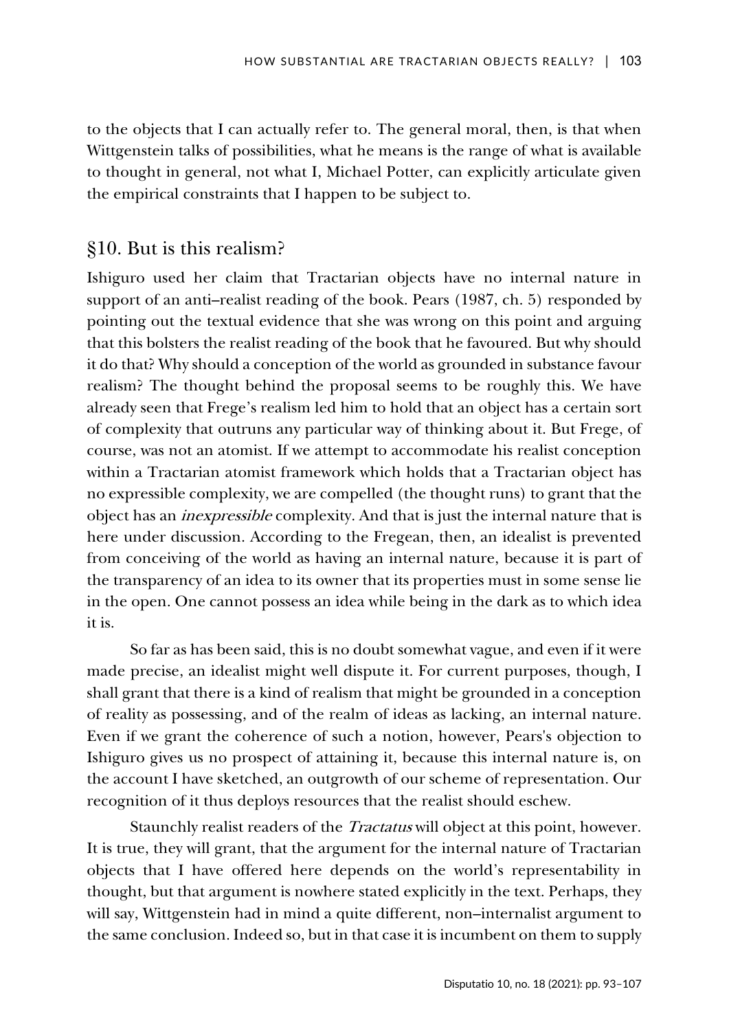to the objects that I can actually refer to. The general moral, then, is that when Wittgenstein talks of possibilities, what he means is the range of what is available to thought in general, not what I, Michael Potter, can explicitly articulate given the empirical constraints that I happen to be subject to.

## §10. But is this realism?

Ishiguro used her claim that Tractarian objects have no internal nature in support of an anti–realist reading of the book. Pears (1987, ch. 5) responded by pointing out the textual evidence that she was wrong on this point and arguing that this bolsters the realist reading of the book that he favoured. But why should it do that? Why should a conception of the world as grounded in substance favour realism? The thought behind the proposal seems to be roughly this. We have already seen that Frege's realism led him to hold that an object has a certain sort of complexity that outruns any particular way of thinking about it. But Frege, of course, was not an atomist. If we attempt to accommodate his realist conception within a Tractarian atomist framework which holds that a Tractarian object has no expressible complexity, we are compelled (the thought runs) to grant that the object has an *inexpressible* complexity. And that is just the internal nature that is here under discussion. According to the Fregean, then, an idealist is prevented from conceiving of the world as having an internal nature, because it is part of the transparency of an idea to its owner that its properties must in some sense lie in the open. One cannot possess an idea while being in the dark as to which idea it is.

So far as has been said, this is no doubt somewhat vague, and even if it were made precise, an idealist might well dispute it. For current purposes, though, I shall grant that there is a kind of realism that might be grounded in a conception of reality as possessing, and of the realm of ideas as lacking, an internal nature. Even if we grant the coherence of such a notion, however, Pears's objection to Ishiguro gives us no prospect of attaining it, because this internal nature is, on the account I have sketched, an outgrowth of our scheme of representation. Our recognition of it thus deploys resources that the realist should eschew.

Staunchly realist readers of the *Tractatus* will object at this point, however. It is true, they will grant, that the argument for the internal nature of Tractarian objects that I have offered here depends on the world's representability in thought, but that argument is nowhere stated explicitly in the text. Perhaps, they will say, Wittgenstein had in mind a quite different, non–internalist argument to the same conclusion. Indeed so, but in that case it is incumbent on them to supply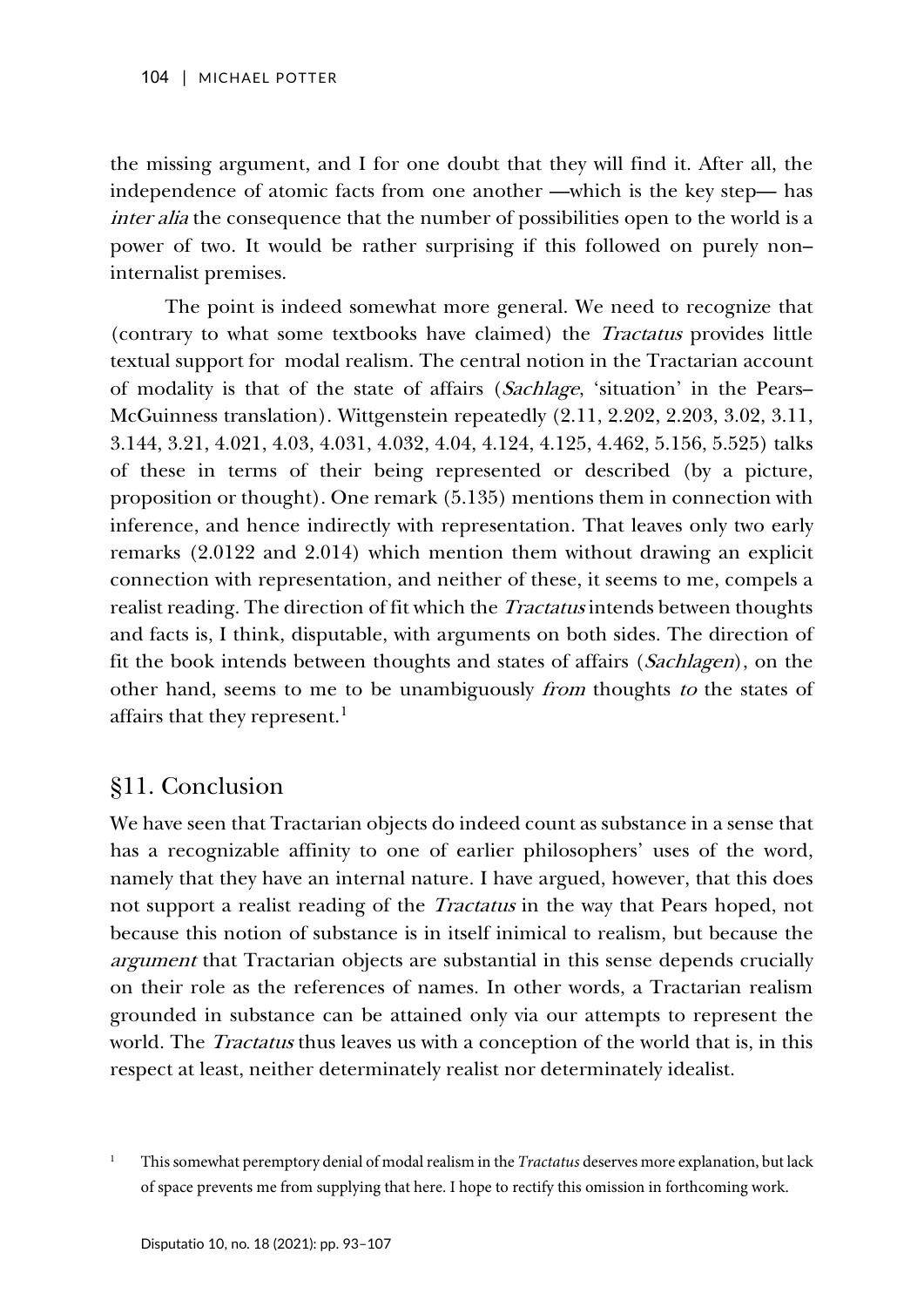the missing argument, and I for one doubt that they will find it. After all, the independence of atomic facts from one another —which is the key step— has *inter alia* the consequence that the number of possibilities open to the world is a power of two. It would be rather surprising if this followed on purely non–internalist premises.

The point is indeed somewhat more general. We need to recognize that (contrary to what some textbooks have claimed) the *Tractatus* provides little textual support for modal realism. The central notion in the Tractarian account of modality is that of the state of affairs (*Sachlage*, 'situation' in the Pears–McGuinness translation). Wittgenstein repeatedly (2.11, 2.202, 2.203, 3.02, 3.11, 3.144, 3.21, 4.021, 4.03, 4.031, 4.032, 4.04, 4.124, 4.125, 4.462, 5.156, 5.525) talks of these in terms of their being represented or described (by a picture, proposition or thought). One remark (5.135) mentions them in connection with inference, and hence indirectly with representation. That leaves only two early remarks (2.0122 and 2.014) which mention them without drawing an explicit connection with representation, and neither of these, it seems to me, compels a realist reading. The direction of fit which the *Tractatus* intends between thoughts and facts is, I think, disputable, with arguments on both sides. The direction of fit the book intends between thoughts and states of affairs (*Sachlagen*), on the other hand, seems to me to be unambiguously *from* thoughts *to* the states of affairs that they represent.[1]

## §11. Conclusion

We have seen that Tractarian objects do indeed count as substance in a sense that has a recognizable affinity to one of earlier philosophers' uses of the word, namely that they have an internal nature. I have argued, however, that this does not support a realist reading of the *Tractatus* in the way that Pears hoped, not because this notion of substance is in itself inimical to realism, but because the *argument* that Tractarian objects are substantial in this sense depends crucially on their role as the references of names. In other words, a Tractarian realism grounded in substance can be attained only via our attempts to represent the world. The *Tractatus* thus leaves us with a conception of the world that is, in this respect at least, neither determinately realist nor determinately idealist.

[1] This somewhat peremptory denial of modal realism in the *Tractatus* deserves more explanation, but lack of space prevents me from supplying that here. I hope to rectify this omission in forthcoming work.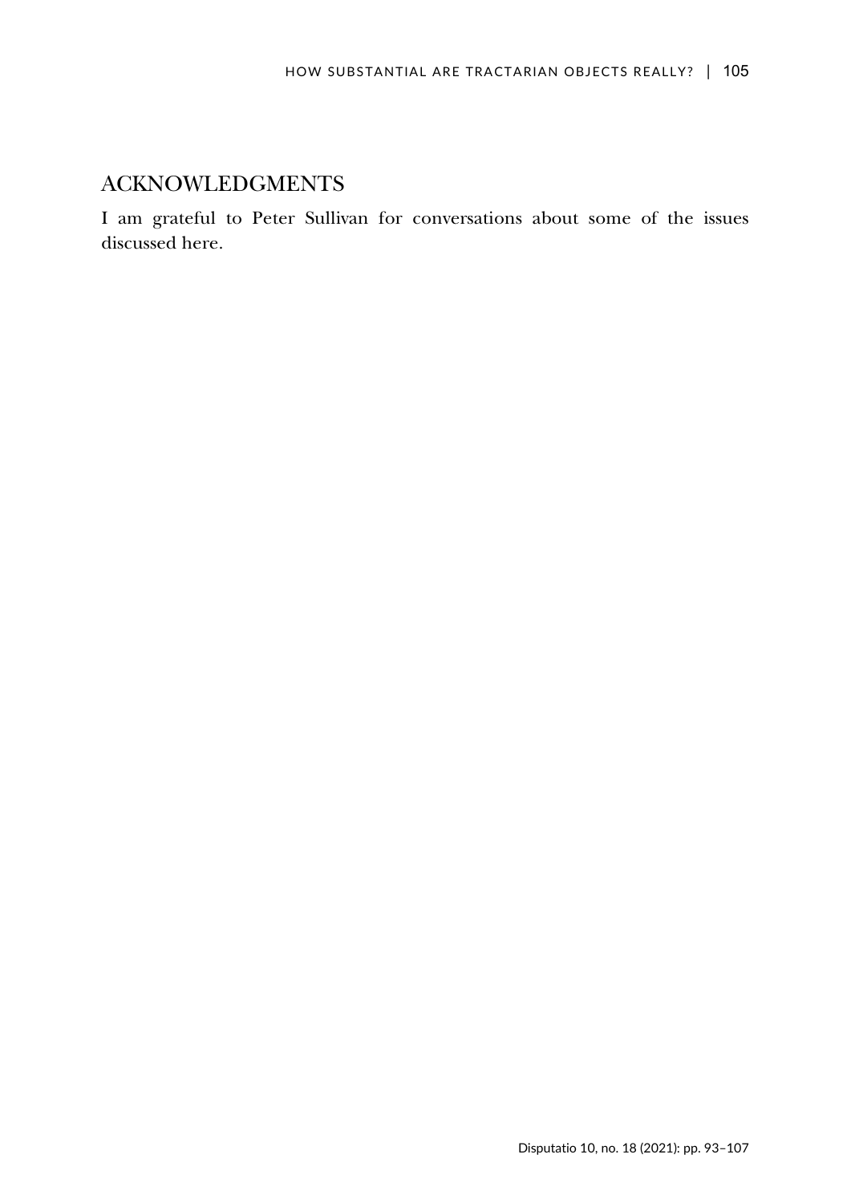## ACKNOWLEDGMENTS

I am grateful to Peter Sullivan for conversations about some of the issues discussed here.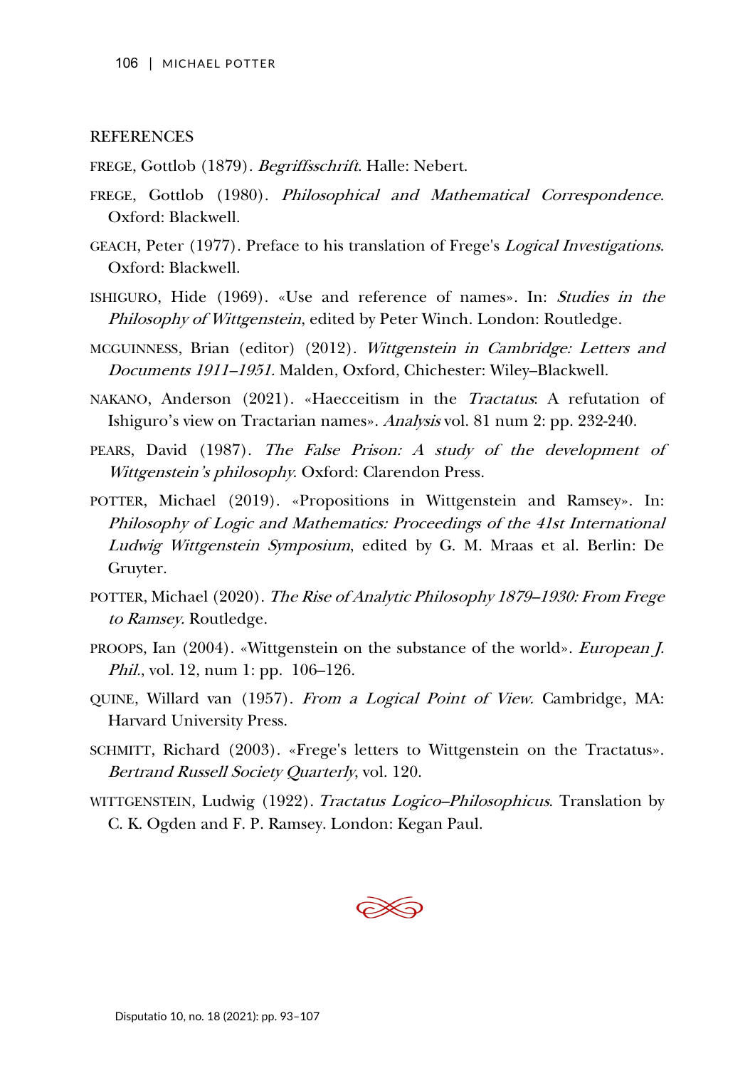## REFERENCES

FREGE, Gottlob (1879). *Begriffsschrift*. Halle: Nebert.

FREGE, Gottlob (1980). *Philosophical and Mathematical Correspondence*. Oxford: Blackwell.

GEACH, Peter (1977). Preface to his translation of Frege's *Logical Investigations*. Oxford: Blackwell.

ISHIGURO, Hide (1969). «Use and reference of names». In: *Studies in the Philosophy of Wittgenstein*, edited by Peter Winch. London: Routledge.

MCGUINNESS, Brian (editor) (2012). *Wittgenstein in Cambridge: Letters and Documents 1911–1951.* Malden, Oxford, Chichester: Wiley–Blackwell.

NAKANO, Anderson (2021). «Haecceitism in the *Tractatus*: A refutation of Ishiguro's view on Tractarian names». *Analysis* vol. 81 num 2: pp. 232-240.

PEARS, David (1987). *The False Prison: A study of the development of Wittgenstein's philosophy.* Oxford: Clarendon Press.

POTTER, Michael (2019). «Propositions in Wittgenstein and Ramsey». In: *Philosophy of Logic and Mathematics: Proceedings of the 41st International Ludwig Wittgenstein Symposium*, edited by G. M. Mraas et al. Berlin: De Gruyter.

POTTER, Michael (2020). *The Rise of Analytic Philosophy 1879–1930: From Frege to Ramsey.* Routledge.

PROOPS, Ian (2004). «Wittgenstein on the substance of the world». *European J. Phil.*, vol. 12, num 1: pp. 106–126.

QUINE, Willard van (1957). *From a Logical Point of View.* Cambridge, MA: Harvard University Press.

SCHMITT, Richard (2003). «Frege's letters to Wittgenstein on the Tractatus». *Bertrand Russell Society Quarterly*, vol. 120.

WITTGENSTEIN, Ludwig (1922). *Tractatus Logico–Philosophicus*. Translation by C. K. Ogden and F. P. Ramsey. London: Kegan Paul.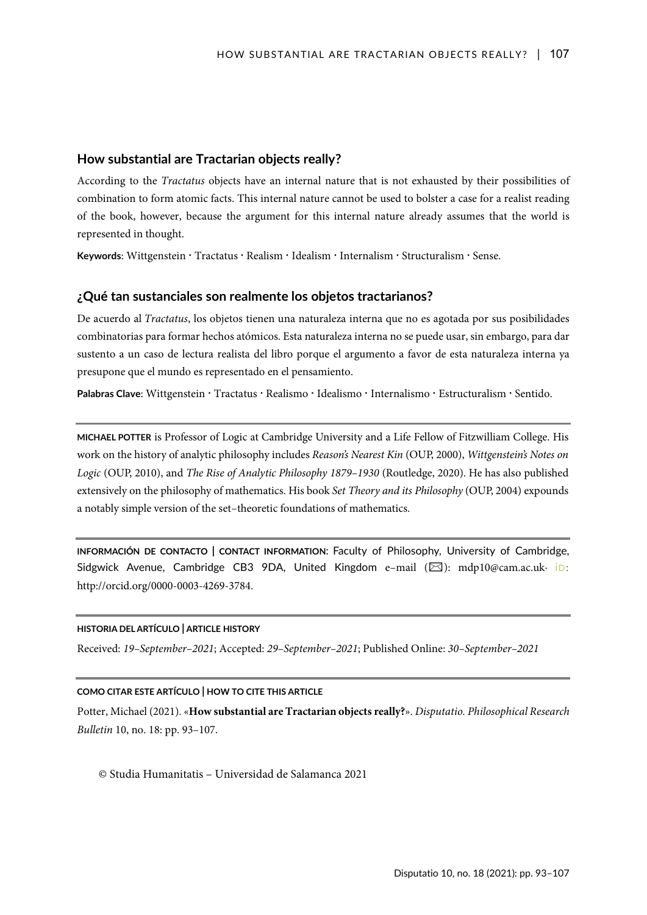## How substantial are Tractarian objects really?

According to the *Tractatus* objects have an internal nature that is not exhausted by their possibilities of combination to form atomic facts. This internal nature cannot be used to bolster a case for a realist reading of the book, however, because the argument for this internal nature already assumes that the world is represented in thought.

**Keywords**: Wittgenstein · Tractatus · Realism · Idealism · Internalism · Structuralism · Sense.

## ¿Qué tan sustanciales son realmente los objetos tractarianos?

De acuerdo al *Tractatus*, los objetos tienen una naturaleza interna que no es agotada por sus posibilidades combinatorias para formar hechos atómicos. Esta naturaleza interna no se puede usar, sin embargo, para dar sustento a un caso de lectura realista del libro porque el argumento a favor de esta naturaleza interna ya presupone que el mundo es representado en el pensamiento.

**Palabras Clave**: Wittgenstein · Tractatus · Realismo · Idealismo · Internalismo · Estructuralismo · Sentido.

---

**MICHAEL POTTER** is Professor of Logic at Cambridge University and a Life Fellow of Fitzwilliam College. His work on the history of analytic philosophy includes *Reason's Nearest Kin* (OUP, 2000), *Wittgenstein's Notes on Logic* (OUP, 2010), and *The Rise of Analytic Philosophy 1879–1930* (Routledge, 2020). He has also published extensively on the philosophy of mathematics. His book *Set Theory and its Philosophy* (OUP, 2004) expounds a notably simple version of the set–theoretic foundations of mathematics.

---

**INFORMACIÓN DE CONTACTO | CONTACT INFORMATION:** Faculty of Philosophy, University of Cambridge, Sidgwick Avenue, Cambridge CB3 9DA, United Kingdom e–mail (✉): mdp10@cam.ac.uk· iD: http://orcid.org/0000-0003-4269-3784.

---

**HISTORIA DEL ARTÍCULO | ARTICLE HISTORY**

Received: *19–September–2021*; Accepted: *29–September–2021*; Published Online: *30–September–2021*

---

**COMO CITAR ESTE ARTÍCULO | HOW TO CITE THIS ARTICLE**

Potter, Michael (2021). «**How substantial are Tractarian objects really?**». *Disputatio. Philosophical Research Bulletin* 10, no. 18: pp. 93–107.

© Studia Humanitatis – Universidad de Salamanca 2021